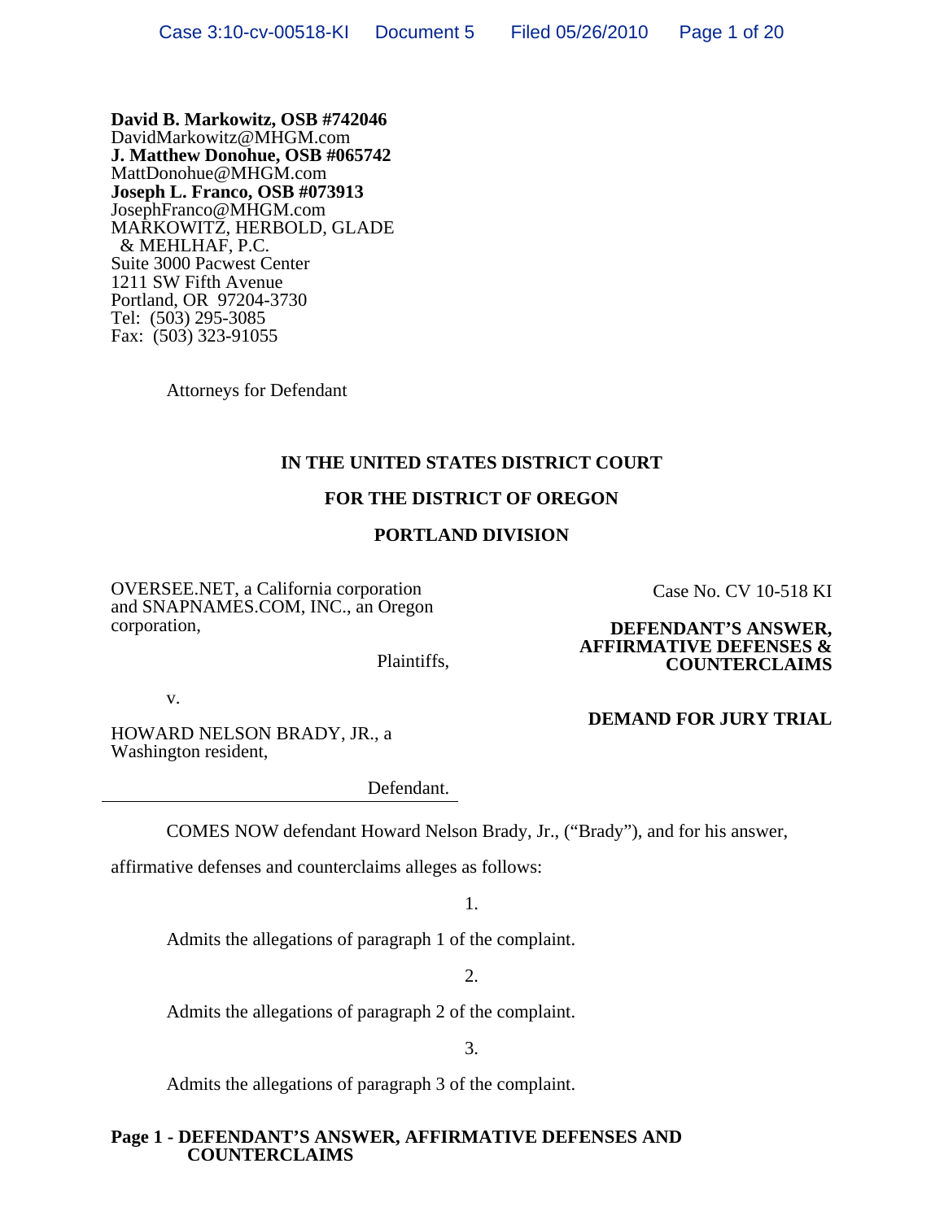**David B. Markowitz, OSB #742046**
DavidMarkowitz@MHGM.com
**J. Matthew Donohue, OSB #065742**
MattDonohue@MHGM.com
**Joseph L. Franco, OSB #073913**
JosephFranco@MHGM.com
MARKOWITZ, HERBOLD, GLADE
& MEHLHAF, P.C.
Suite 3000 Pacwest Center
1211 SW Fifth Avenue
Portland, OR 97204-3730
Tel: (503) 295-3085
Fax: (503) 323-91055

Attorneys for Defendant

**IN THE UNITED STATES DISTRICT COURT**

**FOR THE DISTRICT OF OREGON**

**PORTLAND DIVISION**

OVERSEE.NET, a California corporation and SNAPNAMES.COM, INC., an Oregon corporation,

Plaintiffs,

v.

HOWARD NELSON BRADY, JR., a Washington resident,

Defendant.

Case No. CV 10-518 KI

**DEFENDANT'S ANSWER, AFFIRMATIVE DEFENSES & COUNTERCLAIMS**

**DEMAND FOR JURY TRIAL**

COMES NOW defendant Howard Nelson Brady, Jr., ("Brady"), and for his answer, affirmative defenses and counterclaims alleges as follows:

1.

Admits the allegations of paragraph 1 of the complaint.

2.

Admits the allegations of paragraph 2 of the complaint.

3.

Admits the allegations of paragraph 3 of the complaint.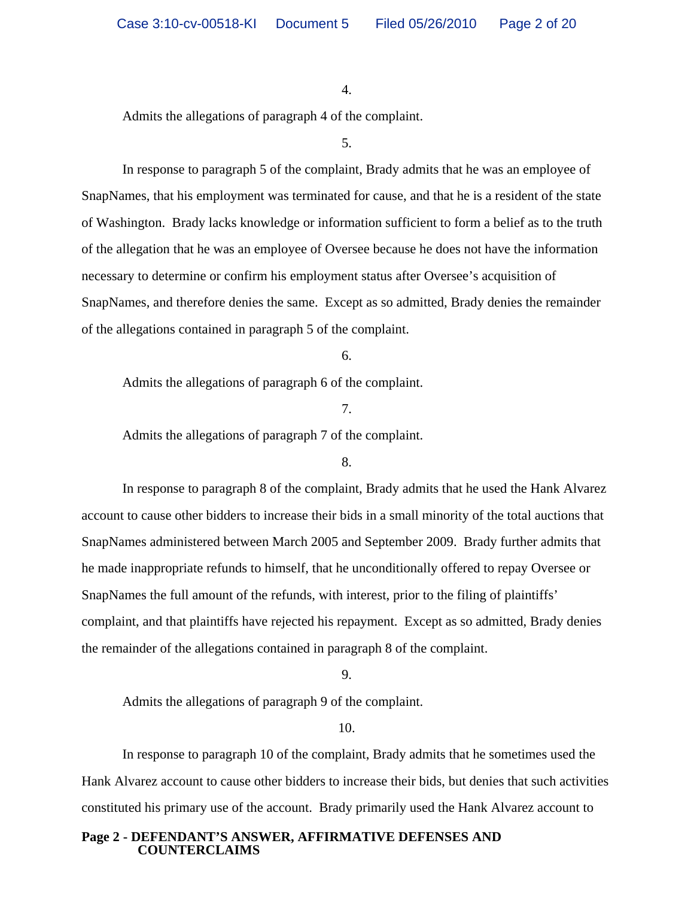4.

Admits the allegations of paragraph 4 of the complaint.

5.

In response to paragraph 5 of the complaint, Brady admits that he was an employee of SnapNames, that his employment was terminated for cause, and that he is a resident of the state of Washington. Brady lacks knowledge or information sufficient to form a belief as to the truth of the allegation that he was an employee of Oversee because he does not have the information necessary to determine or confirm his employment status after Oversee's acquisition of SnapNames, and therefore denies the same. Except as so admitted, Brady denies the remainder of the allegations contained in paragraph 5 of the complaint.

6.

Admits the allegations of paragraph 6 of the complaint.

7.

Admits the allegations of paragraph 7 of the complaint.

8.

In response to paragraph 8 of the complaint, Brady admits that he used the Hank Alvarez account to cause other bidders to increase their bids in a small minority of the total auctions that SnapNames administered between March 2005 and September 2009. Brady further admits that he made inappropriate refunds to himself, that he unconditionally offered to repay Oversee or SnapNames the full amount of the refunds, with interest, prior to the filing of plaintiffs' complaint, and that plaintiffs have rejected his repayment. Except as so admitted, Brady denies the remainder of the allegations contained in paragraph 8 of the complaint.

9.

Admits the allegations of paragraph 9 of the complaint.

10.

In response to paragraph 10 of the complaint, Brady admits that he sometimes used the Hank Alvarez account to cause other bidders to increase their bids, but denies that such activities constituted his primary use of the account. Brady primarily used the Hank Alvarez account to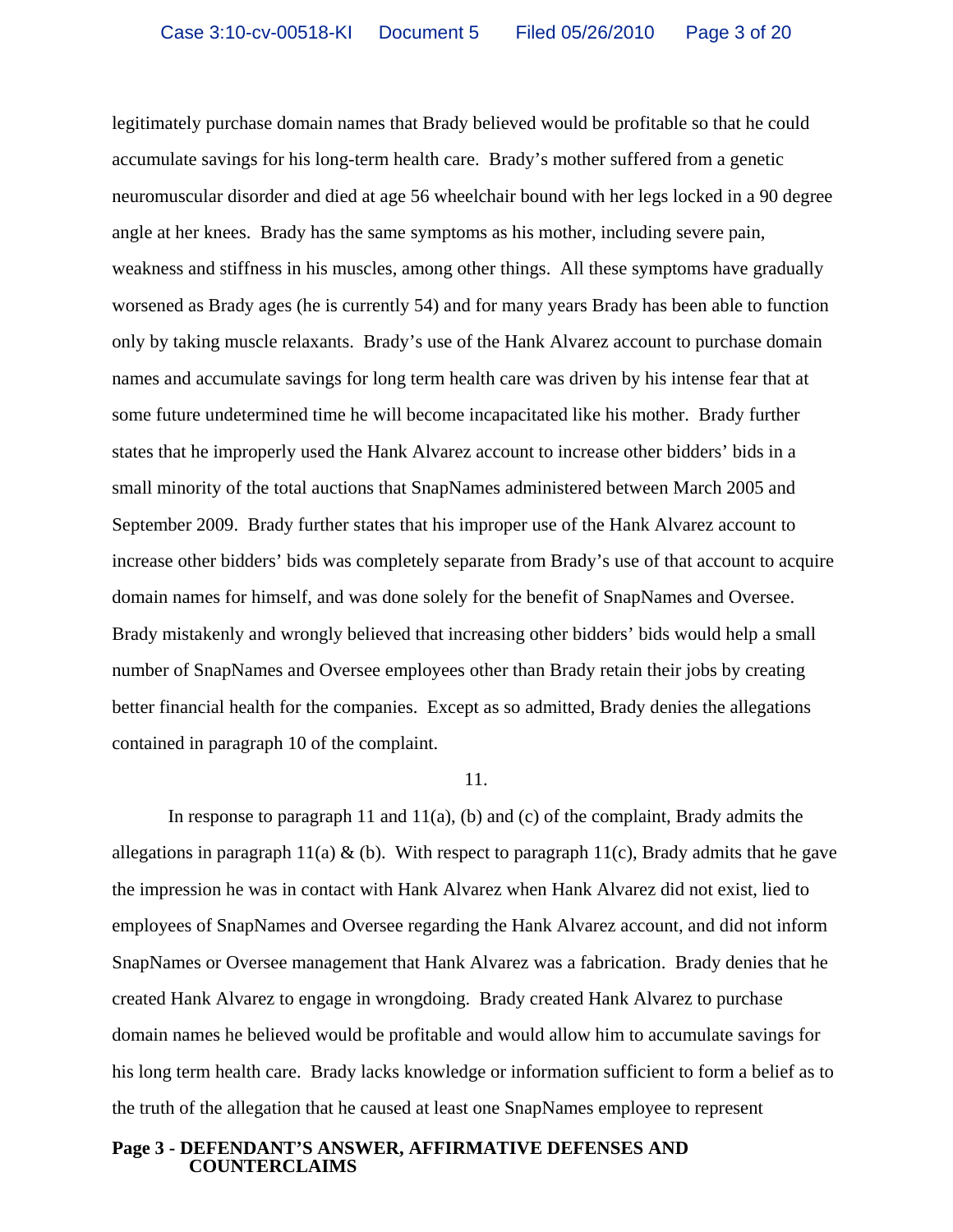legitimately purchase domain names that Brady believed would be profitable so that he could accumulate savings for his long-term health care. Brady's mother suffered from a genetic neuromuscular disorder and died at age 56 wheelchair bound with her legs locked in a 90 degree angle at her knees. Brady has the same symptoms as his mother, including severe pain, weakness and stiffness in his muscles, among other things. All these symptoms have gradually worsened as Brady ages (he is currently 54) and for many years Brady has been able to function only by taking muscle relaxants. Brady's use of the Hank Alvarez account to purchase domain names and accumulate savings for long term health care was driven by his intense fear that at some future undetermined time he will become incapacitated like his mother. Brady further states that he improperly used the Hank Alvarez account to increase other bidders' bids in a small minority of the total auctions that SnapNames administered between March 2005 and September 2009. Brady further states that his improper use of the Hank Alvarez account to increase other bidders' bids was completely separate from Brady's use of that account to acquire domain names for himself, and was done solely for the benefit of SnapNames and Oversee. Brady mistakenly and wrongly believed that increasing other bidders' bids would help a small number of SnapNames and Oversee employees other than Brady retain their jobs by creating better financial health for the companies. Except as so admitted, Brady denies the allegations contained in paragraph 10 of the complaint.

11.

In response to paragraph 11 and 11(a), (b) and (c) of the complaint, Brady admits the allegations in paragraph 11(a) & (b). With respect to paragraph 11(c), Brady admits that he gave the impression he was in contact with Hank Alvarez when Hank Alvarez did not exist, lied to employees of SnapNames and Oversee regarding the Hank Alvarez account, and did not inform SnapNames or Oversee management that Hank Alvarez was a fabrication. Brady denies that he created Hank Alvarez to engage in wrongdoing. Brady created Hank Alvarez to purchase domain names he believed would be profitable and would allow him to accumulate savings for his long term health care. Brady lacks knowledge or information sufficient to form a belief as to the truth of the allegation that he caused at least one SnapNames employee to represent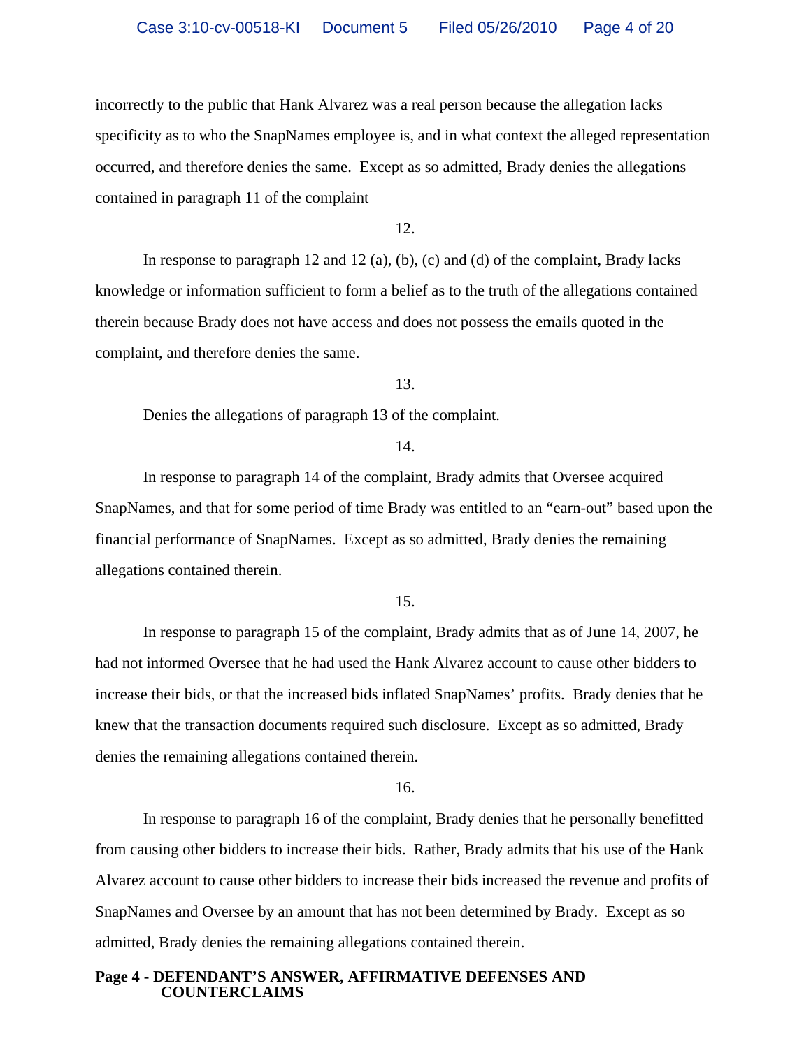incorrectly to the public that Hank Alvarez was a real person because the allegation lacks specificity as to who the SnapNames employee is, and in what context the alleged representation occurred, and therefore denies the same. Except as so admitted, Brady denies the allegations contained in paragraph 11 of the complaint

12.

In response to paragraph 12 and 12 (a), (b), (c) and (d) of the complaint, Brady lacks knowledge or information sufficient to form a belief as to the truth of the allegations contained therein because Brady does not have access and does not possess the emails quoted in the complaint, and therefore denies the same.

13.

Denies the allegations of paragraph 13 of the complaint.

14.

In response to paragraph 14 of the complaint, Brady admits that Oversee acquired SnapNames, and that for some period of time Brady was entitled to an "earn-out" based upon the financial performance of SnapNames. Except as so admitted, Brady denies the remaining allegations contained therein.

15.

In response to paragraph 15 of the complaint, Brady admits that as of June 14, 2007, he had not informed Oversee that he had used the Hank Alvarez account to cause other bidders to increase their bids, or that the increased bids inflated SnapNames' profits. Brady denies that he knew that the transaction documents required such disclosure. Except as so admitted, Brady denies the remaining allegations contained therein.

16.

In response to paragraph 16 of the complaint, Brady denies that he personally benefitted from causing other bidders to increase their bids. Rather, Brady admits that his use of the Hank Alvarez account to cause other bidders to increase their bids increased the revenue and profits of SnapNames and Oversee by an amount that has not been determined by Brady. Except as so admitted, Brady denies the remaining allegations contained therein.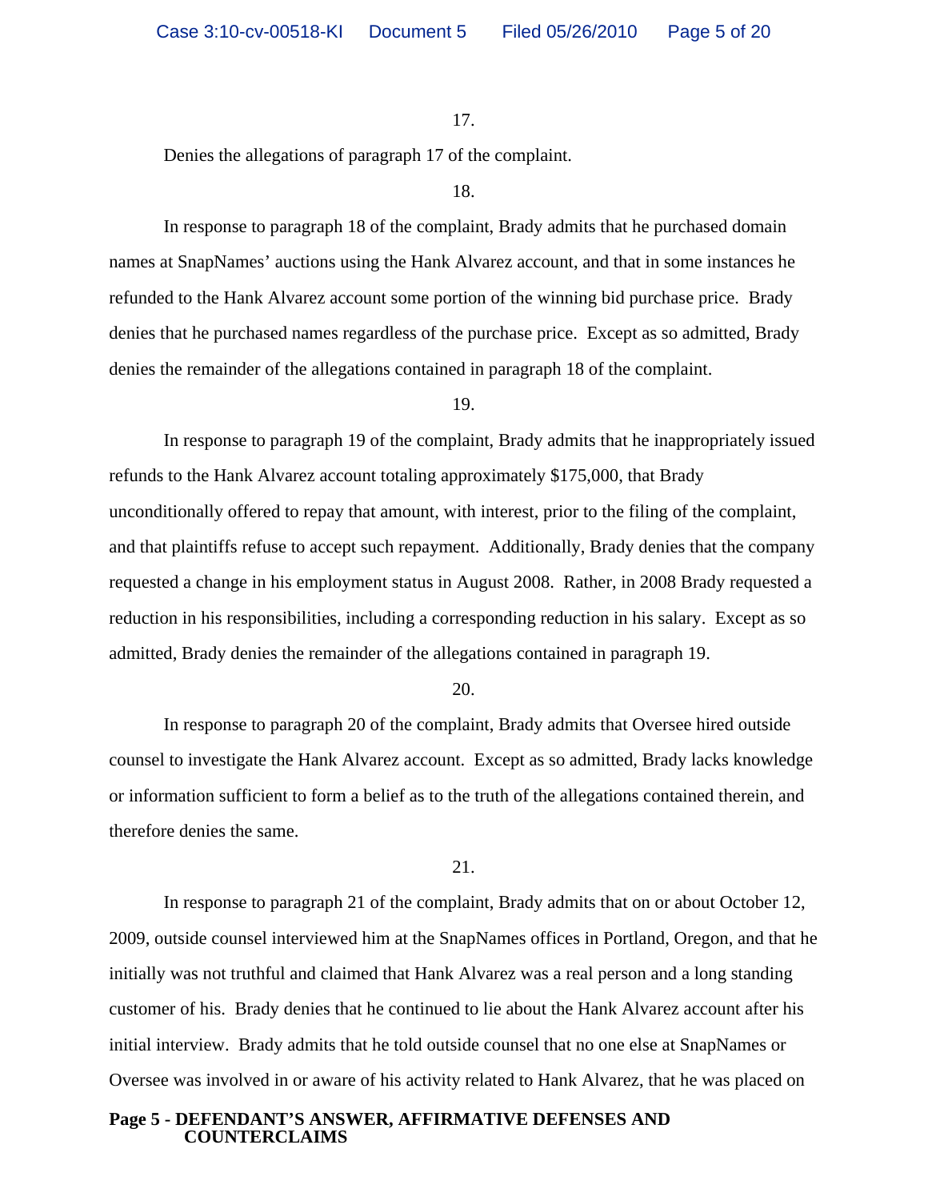17.

Denies the allegations of paragraph 17 of the complaint.

18.

In response to paragraph 18 of the complaint, Brady admits that he purchased domain names at SnapNames' auctions using the Hank Alvarez account, and that in some instances he refunded to the Hank Alvarez account some portion of the winning bid purchase price. Brady denies that he purchased names regardless of the purchase price. Except as so admitted, Brady denies the remainder of the allegations contained in paragraph 18 of the complaint.

19.

In response to paragraph 19 of the complaint, Brady admits that he inappropriately issued refunds to the Hank Alvarez account totaling approximately $175,000, that Brady unconditionally offered to repay that amount, with interest, prior to the filing of the complaint, and that plaintiffs refuse to accept such repayment. Additionally, Brady denies that the company requested a change in his employment status in August 2008. Rather, in 2008 Brady requested a reduction in his responsibilities, including a corresponding reduction in his salary. Except as so admitted, Brady denies the remainder of the allegations contained in paragraph 19.

20.

In response to paragraph 20 of the complaint, Brady admits that Oversee hired outside counsel to investigate the Hank Alvarez account. Except as so admitted, Brady lacks knowledge or information sufficient to form a belief as to the truth of the allegations contained therein, and therefore denies the same.

21.

In response to paragraph 21 of the complaint, Brady admits that on or about October 12, 2009, outside counsel interviewed him at the SnapNames offices in Portland, Oregon, and that he initially was not truthful and claimed that Hank Alvarez was a real person and a long standing customer of his. Brady denies that he continued to lie about the Hank Alvarez account after his initial interview. Brady admits that he told outside counsel that no one else at SnapNames or Oversee was involved in or aware of his activity related to Hank Alvarez, that he was placed on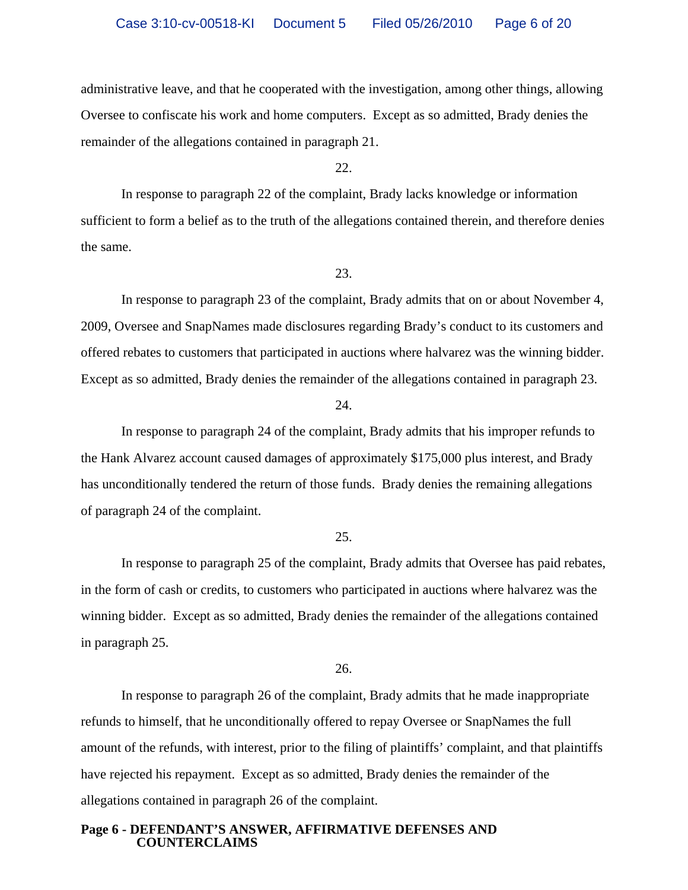administrative leave, and that he cooperated with the investigation, among other things, allowing Oversee to confiscate his work and home computers. Except as so admitted, Brady denies the remainder of the allegations contained in paragraph 21.

22.

In response to paragraph 22 of the complaint, Brady lacks knowledge or information sufficient to form a belief as to the truth of the allegations contained therein, and therefore denies the same.

23.

In response to paragraph 23 of the complaint, Brady admits that on or about November 4, 2009, Oversee and SnapNames made disclosures regarding Brady's conduct to its customers and offered rebates to customers that participated in auctions where halvarez was the winning bidder. Except as so admitted, Brady denies the remainder of the allegations contained in paragraph 23.

24.

In response to paragraph 24 of the complaint, Brady admits that his improper refunds to the Hank Alvarez account caused damages of approximately $175,000 plus interest, and Brady has unconditionally tendered the return of those funds. Brady denies the remaining allegations of paragraph 24 of the complaint.

25.

In response to paragraph 25 of the complaint, Brady admits that Oversee has paid rebates, in the form of cash or credits, to customers who participated in auctions where halvarez was the winning bidder. Except as so admitted, Brady denies the remainder of the allegations contained in paragraph 25.

26.

In response to paragraph 26 of the complaint, Brady admits that he made inappropriate refunds to himself, that he unconditionally offered to repay Oversee or SnapNames the full amount of the refunds, with interest, prior to the filing of plaintiffs' complaint, and that plaintiffs have rejected his repayment. Except as so admitted, Brady denies the remainder of the allegations contained in paragraph 26 of the complaint.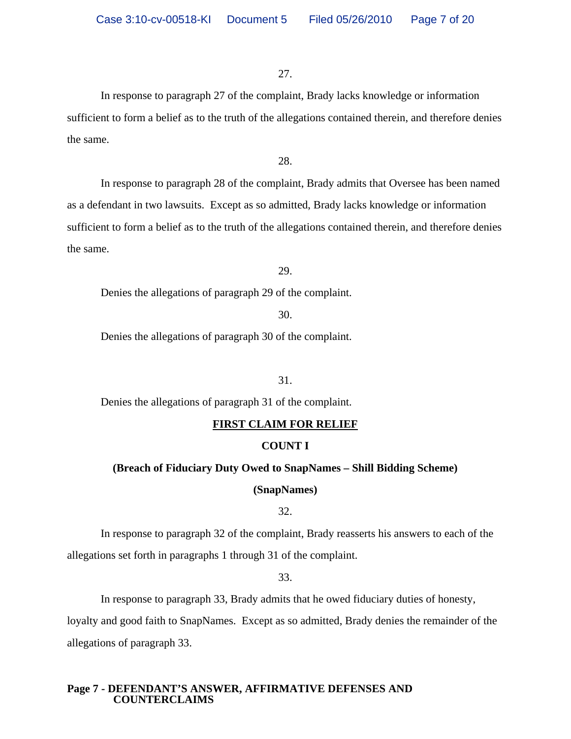27.

In response to paragraph 27 of the complaint, Brady lacks knowledge or information sufficient to form a belief as to the truth of the allegations contained therein, and therefore denies the same.

28.

In response to paragraph 28 of the complaint, Brady admits that Oversee has been named as a defendant in two lawsuits. Except as so admitted, Brady lacks knowledge or information sufficient to form a belief as to the truth of the allegations contained therein, and therefore denies the same.

29.

Denies the allegations of paragraph 29 of the complaint.

30.

Denies the allegations of paragraph 30 of the complaint.

31.

Denies the allegations of paragraph 31 of the complaint.

**FIRST CLAIM FOR RELIEF**

**COUNT I**

**(Breach of Fiduciary Duty Owed to SnapNames – Shill Bidding Scheme)**

**(SnapNames)**

32.

In response to paragraph 32 of the complaint, Brady reasserts his answers to each of the allegations set forth in paragraphs 1 through 31 of the complaint.

33.

In response to paragraph 33, Brady admits that he owed fiduciary duties of honesty, loyalty and good faith to SnapNames. Except as so admitted, Brady denies the remainder of the allegations of paragraph 33.

**Page 7 - DEFENDANT'S ANSWER, AFFIRMATIVE DEFENSES AND COUNTERCLAIMS**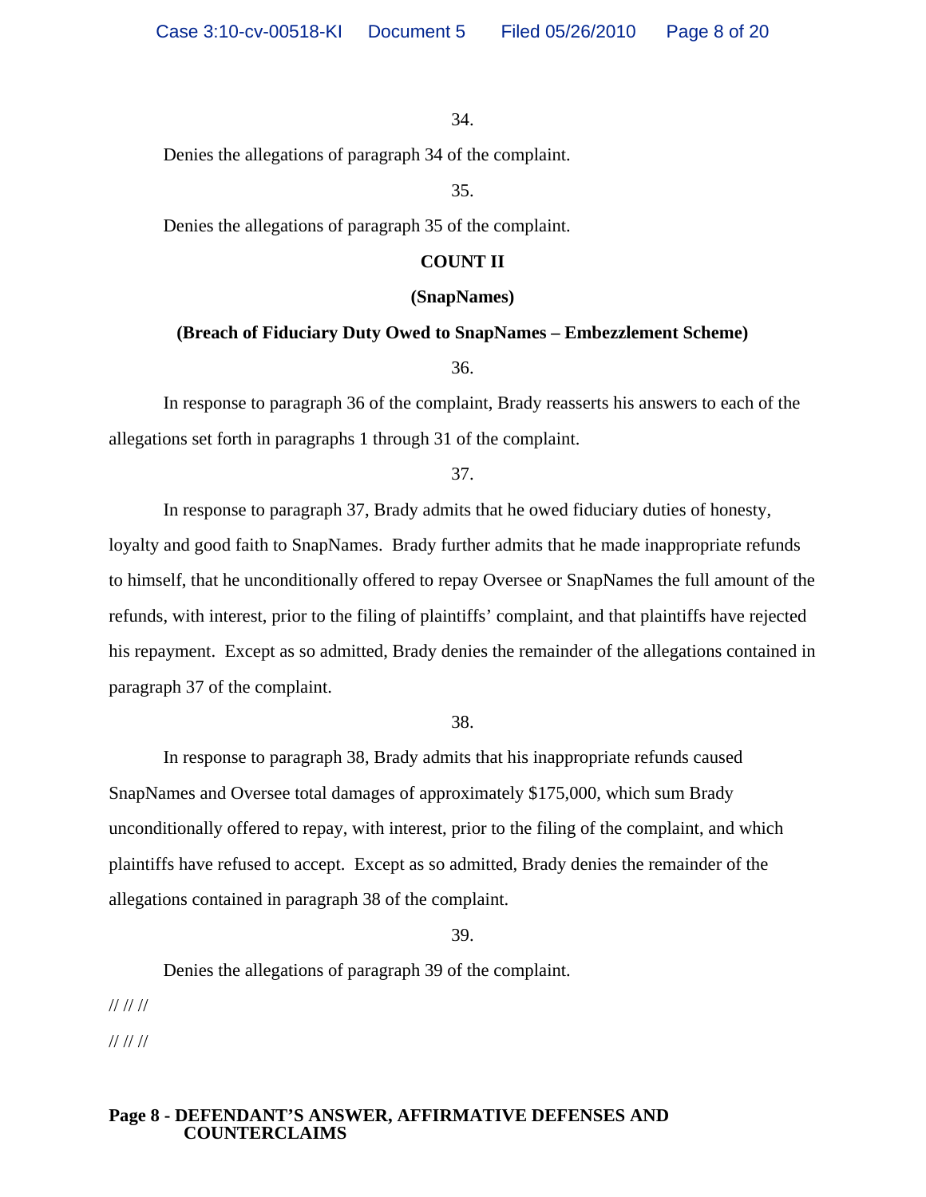34.

Denies the allegations of paragraph 34 of the complaint.

35.

Denies the allegations of paragraph 35 of the complaint.

**COUNT II**

**(SnapNames)**

**(Breach of Fiduciary Duty Owed to SnapNames – Embezzlement Scheme)**

36.

In response to paragraph 36 of the complaint, Brady reasserts his answers to each of the allegations set forth in paragraphs 1 through 31 of the complaint.

37.

In response to paragraph 37, Brady admits that he owed fiduciary duties of honesty, loyalty and good faith to SnapNames. Brady further admits that he made inappropriate refunds to himself, that he unconditionally offered to repay Oversee or SnapNames the full amount of the refunds, with interest, prior to the filing of plaintiffs' complaint, and that plaintiffs have rejected his repayment. Except as so admitted, Brady denies the remainder of the allegations contained in paragraph 37 of the complaint.

38.

In response to paragraph 38, Brady admits that his inappropriate refunds caused SnapNames and Oversee total damages of approximately $175,000, which sum Brady unconditionally offered to repay, with interest, prior to the filing of the complaint, and which plaintiffs have refused to accept. Except as so admitted, Brady denies the remainder of the allegations contained in paragraph 38 of the complaint.

39.

Denies the allegations of paragraph 39 of the complaint.

// // //

// // //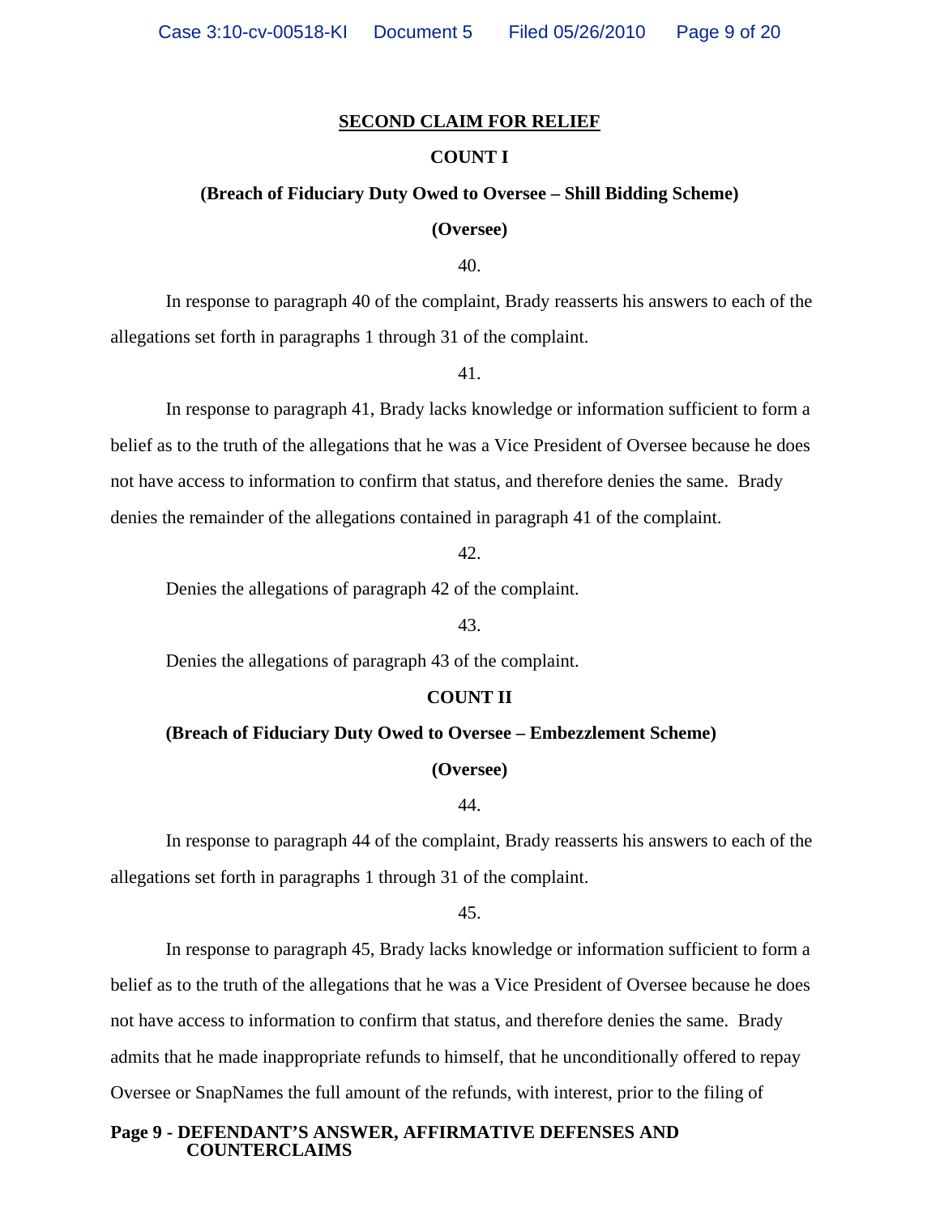**SECOND CLAIM FOR RELIEF**

**COUNT I**

**(Breach of Fiduciary Duty Owed to Oversee – Shill Bidding Scheme)**

**(Oversee)**

40.

In response to paragraph 40 of the complaint, Brady reasserts his answers to each of the allegations set forth in paragraphs 1 through 31 of the complaint.

41.

In response to paragraph 41, Brady lacks knowledge or information sufficient to form a belief as to the truth of the allegations that he was a Vice President of Oversee because he does not have access to information to confirm that status, and therefore denies the same. Brady denies the remainder of the allegations contained in paragraph 41 of the complaint.

42.

Denies the allegations of paragraph 42 of the complaint.

43.

Denies the allegations of paragraph 43 of the complaint.

**COUNT II**

**(Breach of Fiduciary Duty Owed to Oversee – Embezzlement Scheme)**

**(Oversee)**

44.

In response to paragraph 44 of the complaint, Brady reasserts his answers to each of the allegations set forth in paragraphs 1 through 31 of the complaint.

45.

In response to paragraph 45, Brady lacks knowledge or information sufficient to form a belief as to the truth of the allegations that he was a Vice President of Oversee because he does not have access to information to confirm that status, and therefore denies the same. Brady admits that he made inappropriate refunds to himself, that he unconditionally offered to repay Oversee or SnapNames the full amount of the refunds, with interest, prior to the filing of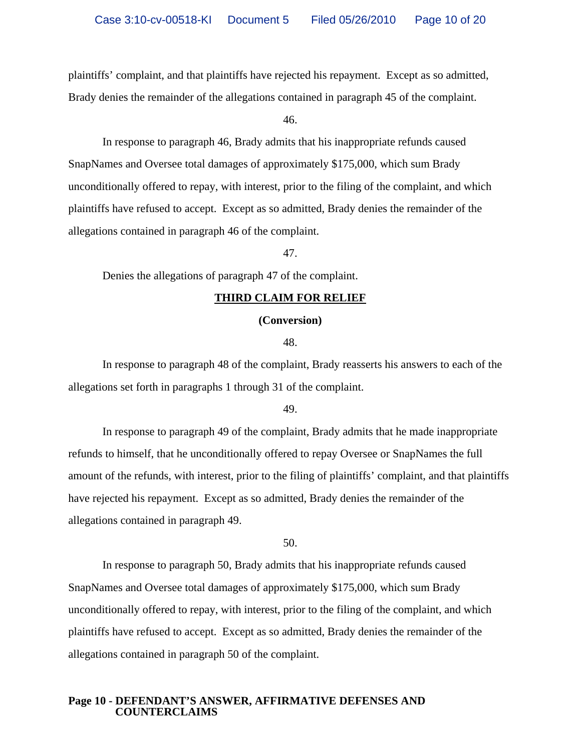plaintiffs' complaint, and that plaintiffs have rejected his repayment. Except as so admitted, Brady denies the remainder of the allegations contained in paragraph 45 of the complaint.

46.

In response to paragraph 46, Brady admits that his inappropriate refunds caused SnapNames and Oversee total damages of approximately $175,000, which sum Brady unconditionally offered to repay, with interest, prior to the filing of the complaint, and which plaintiffs have refused to accept. Except as so admitted, Brady denies the remainder of the allegations contained in paragraph 46 of the complaint.

47.

Denies the allegations of paragraph 47 of the complaint.

**THIRD CLAIM FOR RELIEF**

**(Conversion)**

48.

In response to paragraph 48 of the complaint, Brady reasserts his answers to each of the allegations set forth in paragraphs 1 through 31 of the complaint.

49.

In response to paragraph 49 of the complaint, Brady admits that he made inappropriate refunds to himself, that he unconditionally offered to repay Oversee or SnapNames the full amount of the refunds, with interest, prior to the filing of plaintiffs' complaint, and that plaintiffs have rejected his repayment. Except as so admitted, Brady denies the remainder of the allegations contained in paragraph 49.

50.

In response to paragraph 50, Brady admits that his inappropriate refunds caused SnapNames and Oversee total damages of approximately $175,000, which sum Brady unconditionally offered to repay, with interest, prior to the filing of the complaint, and which plaintiffs have refused to accept. Except as so admitted, Brady denies the remainder of the allegations contained in paragraph 50 of the complaint.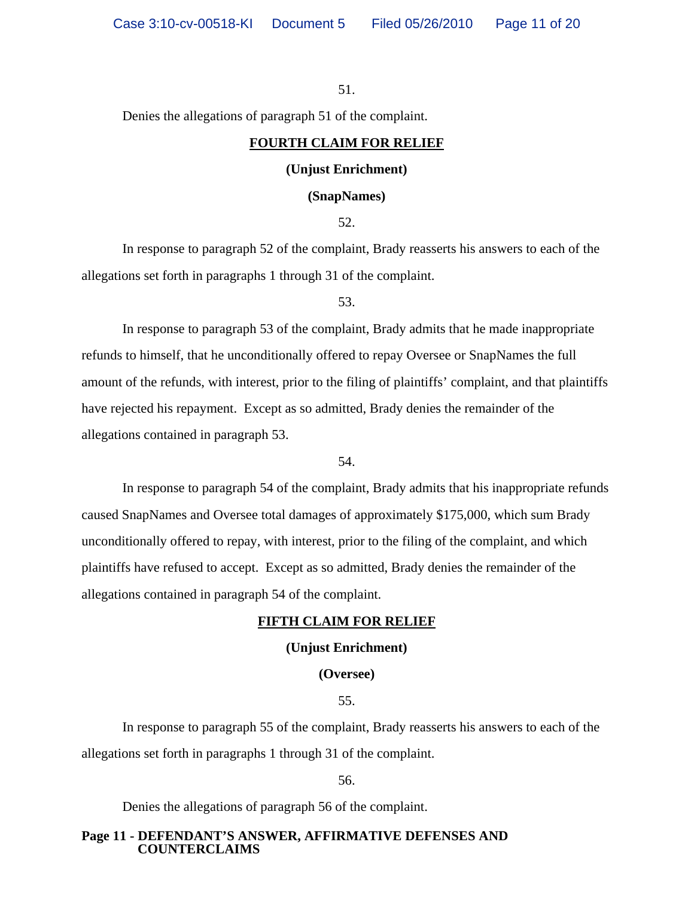51.

Denies the allegations of paragraph 51 of the complaint.

## FOURTH CLAIM FOR RELIEF

### (Unjust Enrichment)

### (SnapNames)

52.

In response to paragraph 52 of the complaint, Brady reasserts his answers to each of the allegations set forth in paragraphs 1 through 31 of the complaint.

53.

In response to paragraph 53 of the complaint, Brady admits that he made inappropriate refunds to himself, that he unconditionally offered to repay Oversee or SnapNames the full amount of the refunds, with interest, prior to the filing of plaintiffs' complaint, and that plaintiffs have rejected his repayment. Except as so admitted, Brady denies the remainder of the allegations contained in paragraph 53.

54.

In response to paragraph 54 of the complaint, Brady admits that his inappropriate refunds caused SnapNames and Oversee total damages of approximately $175,000, which sum Brady unconditionally offered to repay, with interest, prior to the filing of the complaint, and which plaintiffs have refused to accept. Except as so admitted, Brady denies the remainder of the allegations contained in paragraph 54 of the complaint.

## FIFTH CLAIM FOR RELIEF

### (Unjust Enrichment)

### (Oversee)

55.

In response to paragraph 55 of the complaint, Brady reasserts his answers to each of the allegations set forth in paragraphs 1 through 31 of the complaint.

56.

Denies the allegations of paragraph 56 of the complaint.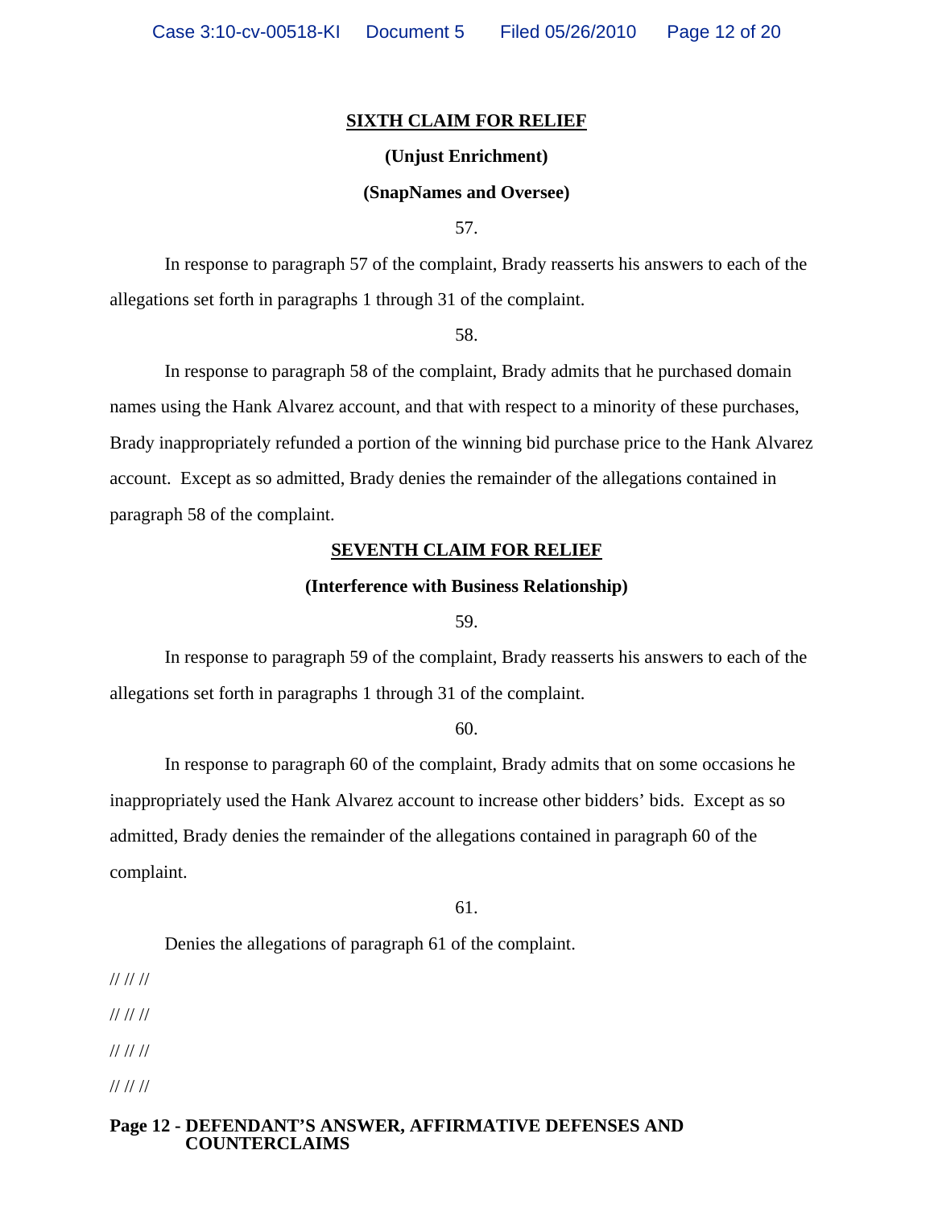**<u>SIXTH CLAIM FOR RELIEF</u>**

**(Unjust Enrichment)**

**(SnapNames and Oversee)**

57.

In response to paragraph 57 of the complaint, Brady reasserts his answers to each of the allegations set forth in paragraphs 1 through 31 of the complaint.

58.

In response to paragraph 58 of the complaint, Brady admits that he purchased domain names using the Hank Alvarez account, and that with respect to a minority of these purchases, Brady inappropriately refunded a portion of the winning bid purchase price to the Hank Alvarez account. Except as so admitted, Brady denies the remainder of the allegations contained in paragraph 58 of the complaint.

**<u>SEVENTH CLAIM FOR RELIEF</u>**

**(Interference with Business Relationship)**

59.

In response to paragraph 59 of the complaint, Brady reasserts his answers to each of the allegations set forth in paragraphs 1 through 31 of the complaint.

60.

In response to paragraph 60 of the complaint, Brady admits that on some occasions he inappropriately used the Hank Alvarez account to increase other bidders' bids. Except as so admitted, Brady denies the remainder of the allegations contained in paragraph 60 of the complaint.

61.

Denies the allegations of paragraph 61 of the complaint.

// // //

// // //

// // //

// // //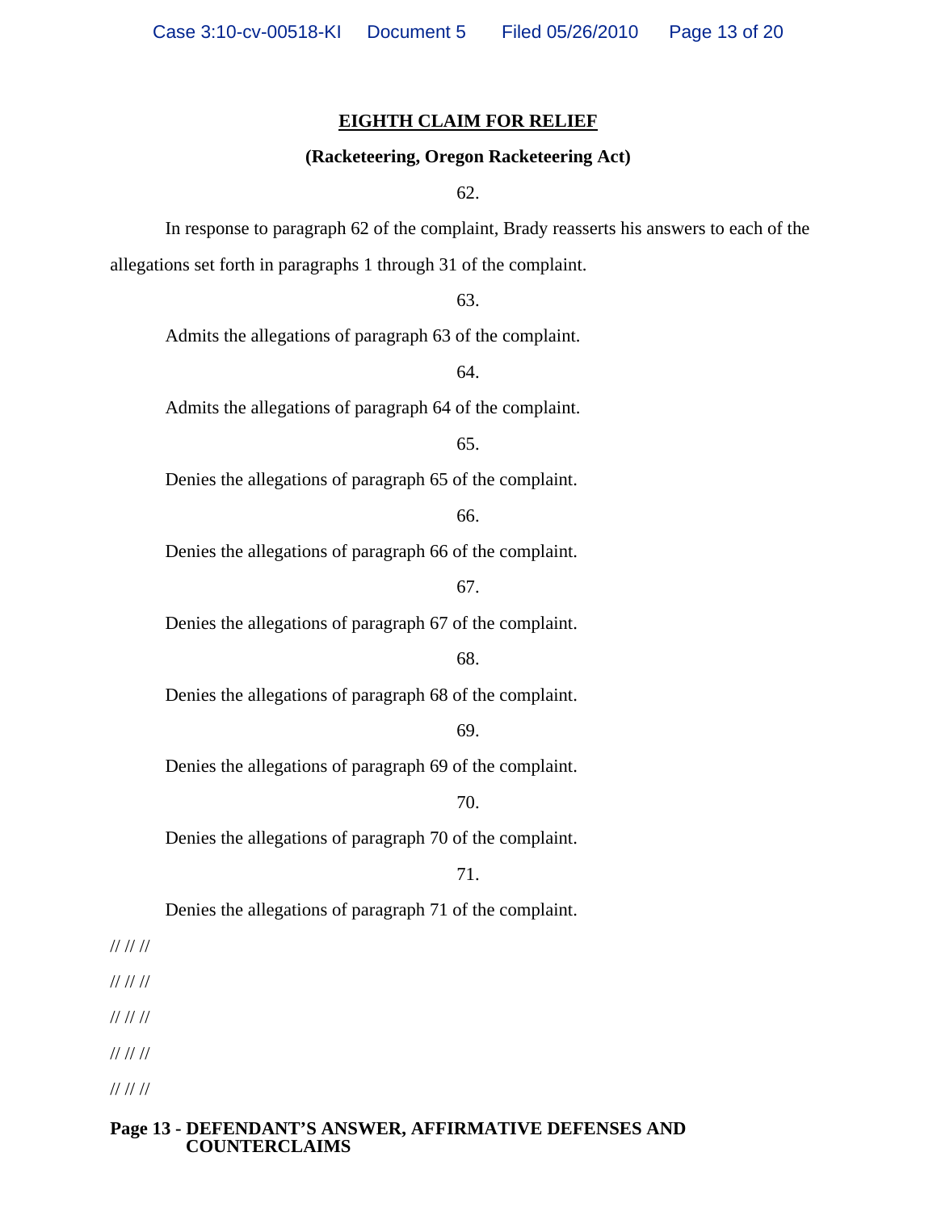**EIGHTH CLAIM FOR RELIEF**

**(Racketeering, Oregon Racketeering Act)**

62.

In response to paragraph 62 of the complaint, Brady reasserts his answers to each of the allegations set forth in paragraphs 1 through 31 of the complaint.

63.

Admits the allegations of paragraph 63 of the complaint.

64.

Admits the allegations of paragraph 64 of the complaint.

65.

Denies the allegations of paragraph 65 of the complaint.

66.

Denies the allegations of paragraph 66 of the complaint.

67.

Denies the allegations of paragraph 67 of the complaint.

68.

Denies the allegations of paragraph 68 of the complaint.

69.

Denies the allegations of paragraph 69 of the complaint.

70.

Denies the allegations of paragraph 70 of the complaint.

71.

Denies the allegations of paragraph 71 of the complaint.

// // //

// // //

// // //

// // //

// // //

**Page 13 - DEFENDANT'S ANSWER, AFFIRMATIVE DEFENSES AND COUNTERCLAIMS**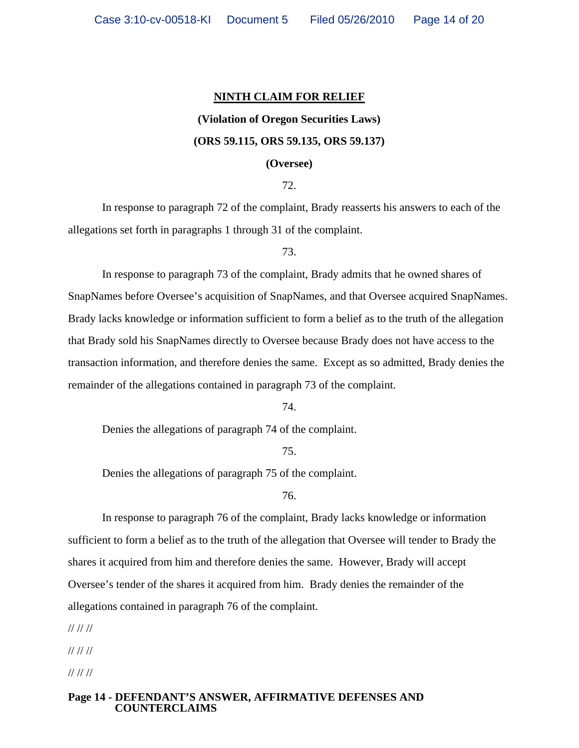## NINTH CLAIM FOR RELIEF

**(Violation of Oregon Securities Laws)**

**(ORS 59.115, ORS 59.135, ORS 59.137)**

**(Oversee)**

72.

In response to paragraph 72 of the complaint, Brady reasserts his answers to each of the allegations set forth in paragraphs 1 through 31 of the complaint.

73.

In response to paragraph 73 of the complaint, Brady admits that he owned shares of SnapNames before Oversee's acquisition of SnapNames, and that Oversee acquired SnapNames. Brady lacks knowledge or information sufficient to form a belief as to the truth of the allegation that Brady sold his SnapNames directly to Oversee because Brady does not have access to the transaction information, and therefore denies the same. Except as so admitted, Brady denies the remainder of the allegations contained in paragraph 73 of the complaint.

74.

Denies the allegations of paragraph 74 of the complaint.

75.

Denies the allegations of paragraph 75 of the complaint.

76.

In response to paragraph 76 of the complaint, Brady lacks knowledge or information sufficient to form a belief as to the truth of the allegation that Oversee will tender to Brady the shares it acquired from him and therefore denies the same. However, Brady will accept Oversee's tender of the shares it acquired from him. Brady denies the remainder of the allegations contained in paragraph 76 of the complaint.

// // //

// // //

// // //

**Page 14 - DEFENDANT'S ANSWER, AFFIRMATIVE DEFENSES AND COUNTERCLAIMS**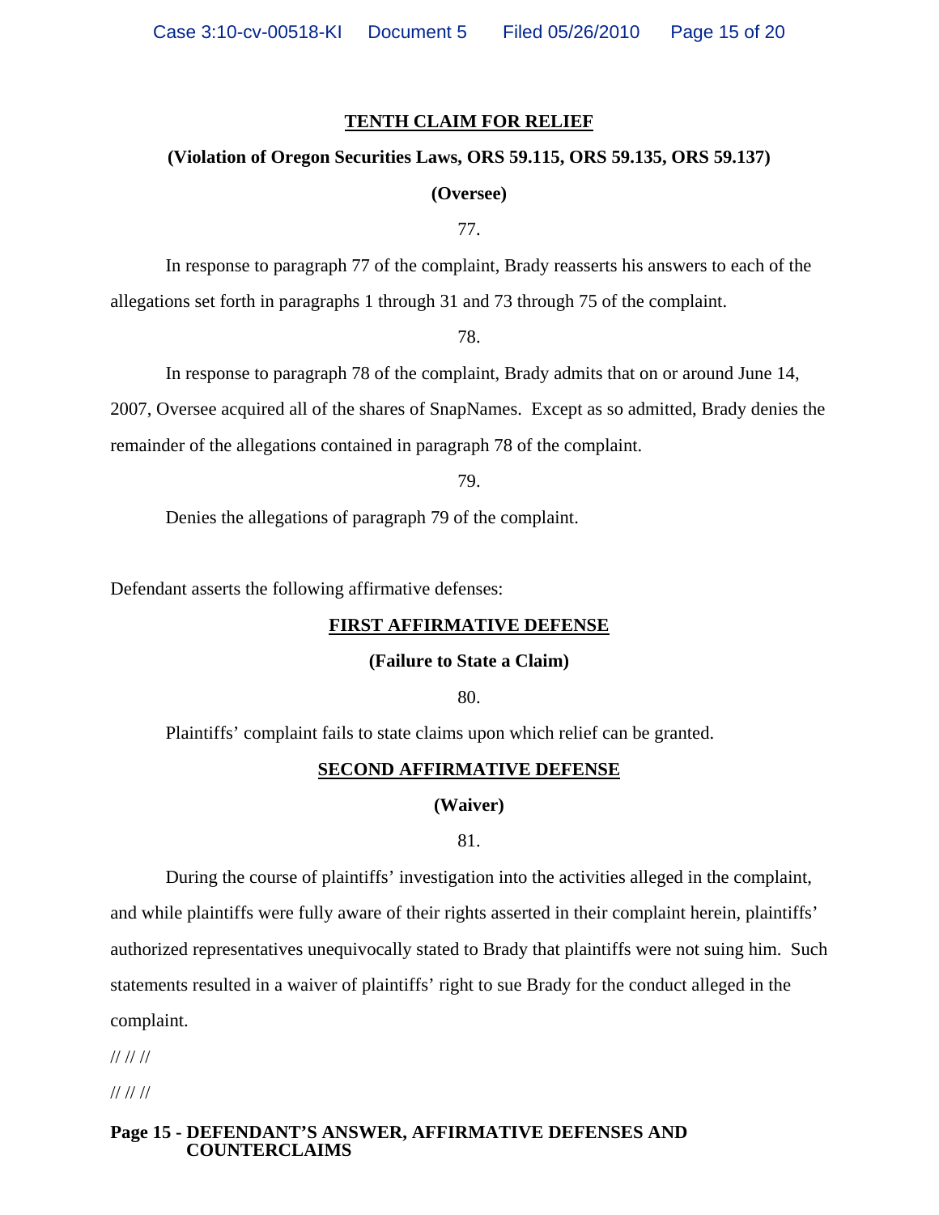**TENTH CLAIM FOR RELIEF**

**(Violation of Oregon Securities Laws, ORS 59.115, ORS 59.135, ORS 59.137)**

**(Oversee)**

77.

In response to paragraph 77 of the complaint, Brady reasserts his answers to each of the allegations set forth in paragraphs 1 through 31 and 73 through 75 of the complaint.

78.

In response to paragraph 78 of the complaint, Brady admits that on or around June 14, 2007, Oversee acquired all of the shares of SnapNames. Except as so admitted, Brady denies the remainder of the allegations contained in paragraph 78 of the complaint.

79.

Denies the allegations of paragraph 79 of the complaint.

Defendant asserts the following affirmative defenses:

**FIRST AFFIRMATIVE DEFENSE**

**(Failure to State a Claim)**

80.

Plaintiffs' complaint fails to state claims upon which relief can be granted.

**SECOND AFFIRMATIVE DEFENSE**

**(Waiver)**

81.

During the course of plaintiffs' investigation into the activities alleged in the complaint, and while plaintiffs were fully aware of their rights asserted in their complaint herein, plaintiffs' authorized representatives unequivocally stated to Brady that plaintiffs were not suing him. Such statements resulted in a waiver of plaintiffs' right to sue Brady for the conduct alleged in the complaint.

// // //

// // //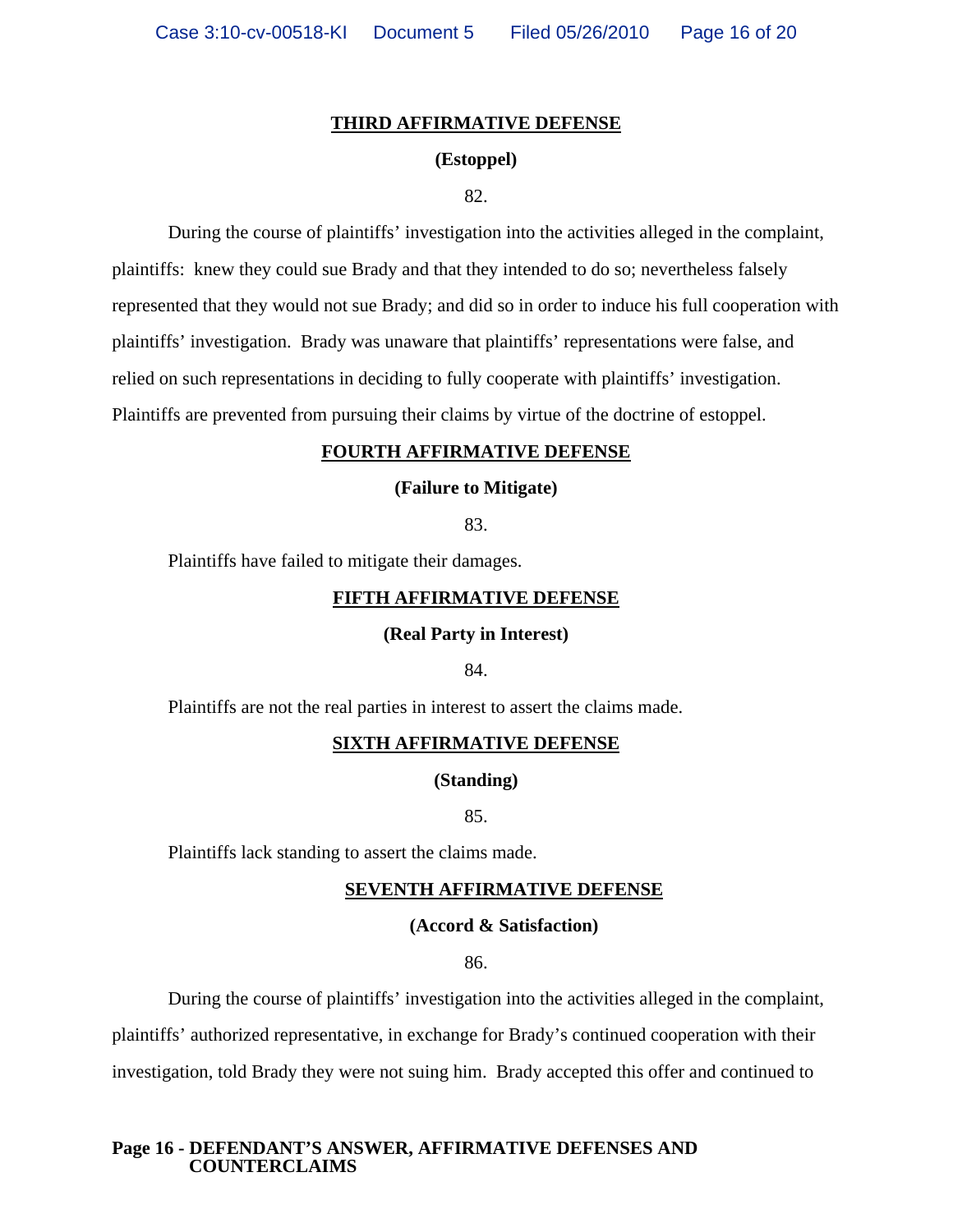**THIRD AFFIRMATIVE DEFENSE**

**(Estoppel)**

82.

During the course of plaintiffs' investigation into the activities alleged in the complaint, plaintiffs: knew they could sue Brady and that they intended to do so; nevertheless falsely represented that they would not sue Brady; and did so in order to induce his full cooperation with plaintiffs' investigation. Brady was unaware that plaintiffs' representations were false, and relied on such representations in deciding to fully cooperate with plaintiffs' investigation. Plaintiffs are prevented from pursuing their claims by virtue of the doctrine of estoppel.

**FOURTH AFFIRMATIVE DEFENSE**

**(Failure to Mitigate)**

83.

Plaintiffs have failed to mitigate their damages.

**FIFTH AFFIRMATIVE DEFENSE**

**(Real Party in Interest)**

84.

Plaintiffs are not the real parties in interest to assert the claims made.

**SIXTH AFFIRMATIVE DEFENSE**

**(Standing)**

85.

Plaintiffs lack standing to assert the claims made.

**SEVENTH AFFIRMATIVE DEFENSE**

**(Accord & Satisfaction)**

86.

During the course of plaintiffs' investigation into the activities alleged in the complaint, plaintiffs' authorized representative, in exchange for Brady's continued cooperation with their investigation, told Brady they were not suing him. Brady accepted this offer and continued to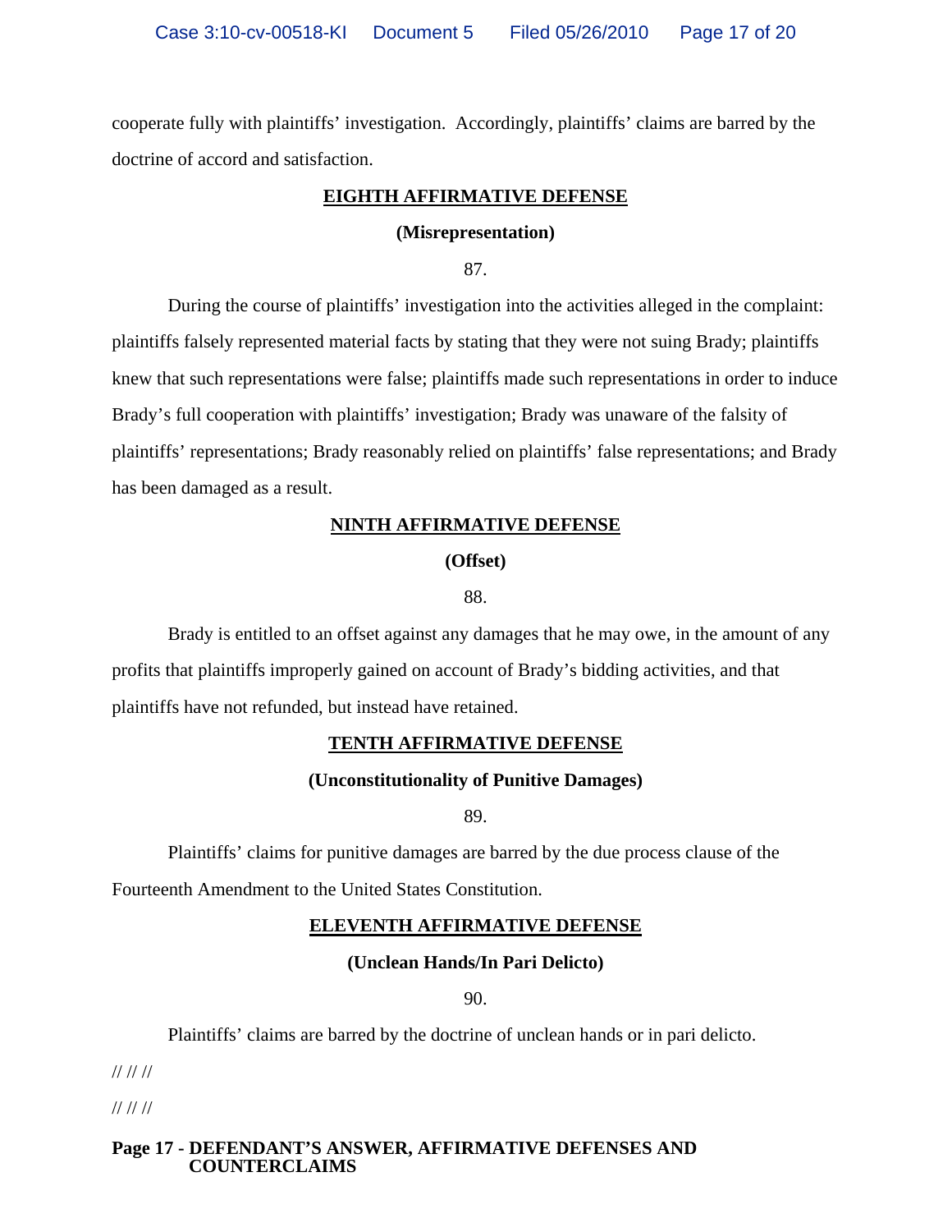cooperate fully with plaintiffs' investigation. Accordingly, plaintiffs' claims are barred by the doctrine of accord and satisfaction.

## EIGHTH AFFIRMATIVE DEFENSE

**(Misrepresentation)**

87.

During the course of plaintiffs' investigation into the activities alleged in the complaint: plaintiffs falsely represented material facts by stating that they were not suing Brady; plaintiffs knew that such representations were false; plaintiffs made such representations in order to induce Brady's full cooperation with plaintiffs' investigation; Brady was unaware of the falsity of plaintiffs' representations; Brady reasonably relied on plaintiffs' false representations; and Brady has been damaged as a result.

## NINTH AFFIRMATIVE DEFENSE

**(Offset)**

88.

Brady is entitled to an offset against any damages that he may owe, in the amount of any profits that plaintiffs improperly gained on account of Brady's bidding activities, and that plaintiffs have not refunded, but instead have retained.

## TENTH AFFIRMATIVE DEFENSE

**(Unconstitutionality of Punitive Damages)**

89.

Plaintiffs' claims for punitive damages are barred by the due process clause of the Fourteenth Amendment to the United States Constitution.

## ELEVENTH AFFIRMATIVE DEFENSE

**(Unclean Hands/In Pari Delicto)**

90.

Plaintiffs' claims are barred by the doctrine of unclean hands or in pari delicto.

// // //

// // //

**Page 17 - DEFENDANT'S ANSWER, AFFIRMATIVE DEFENSES AND COUNTERCLAIMS**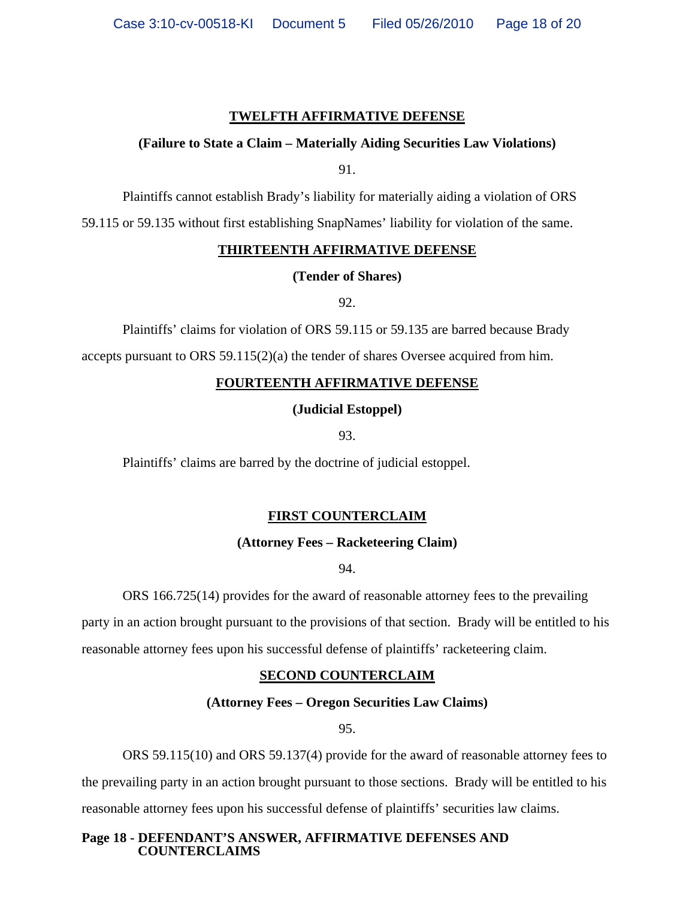## TWELFTH AFFIRMATIVE DEFENSE

**(Failure to State a Claim – Materially Aiding Securities Law Violations)**

91.

Plaintiffs cannot establish Brady's liability for materially aiding a violation of ORS 59.115 or 59.135 without first establishing SnapNames' liability for violation of the same.

## THIRTEENTH AFFIRMATIVE DEFENSE

**(Tender of Shares)**

92.

Plaintiffs' claims for violation of ORS 59.115 or 59.135 are barred because Brady accepts pursuant to ORS 59.115(2)(a) the tender of shares Oversee acquired from him.

## FOURTEENTH AFFIRMATIVE DEFENSE

**(Judicial Estoppel)**

93.

Plaintiffs' claims are barred by the doctrine of judicial estoppel.

## FIRST COUNTERCLAIM

**(Attorney Fees – Racketeering Claim)**

94.

ORS 166.725(14) provides for the award of reasonable attorney fees to the prevailing party in an action brought pursuant to the provisions of that section. Brady will be entitled to his reasonable attorney fees upon his successful defense of plaintiffs' racketeering claim.

## SECOND COUNTERCLAIM

**(Attorney Fees – Oregon Securities Law Claims)**

95.

ORS 59.115(10) and ORS 59.137(4) provide for the award of reasonable attorney fees to the prevailing party in an action brought pursuant to those sections. Brady will be entitled to his reasonable attorney fees upon his successful defense of plaintiffs' securities law claims.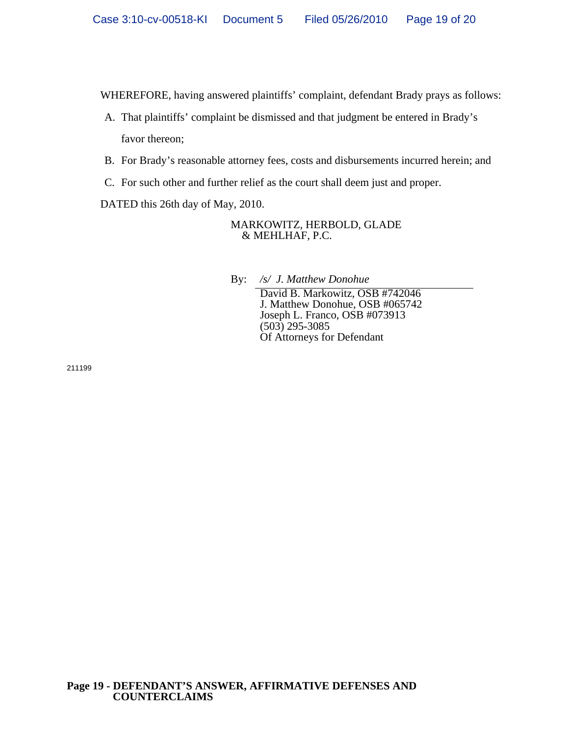WHEREFORE, having answered plaintiffs' complaint, defendant Brady prays as follows:

A. That plaintiffs' complaint be dismissed and that judgment be entered in Brady's favor thereon;

B. For Brady's reasonable attorney fees, costs and disbursements incurred herein; and

C. For such other and further relief as the court shall deem just and proper.

DATED this 26th day of May, 2010.

MARKOWITZ, HERBOLD, GLADE & MEHLHAF, P.C.

By: */s/ J. Matthew Donohue*
David B. Markowitz, OSB #742046
J. Matthew Donohue, OSB #065742
Joseph L. Franco, OSB #073913
(503) 295-3085
Of Attorneys for Defendant

211199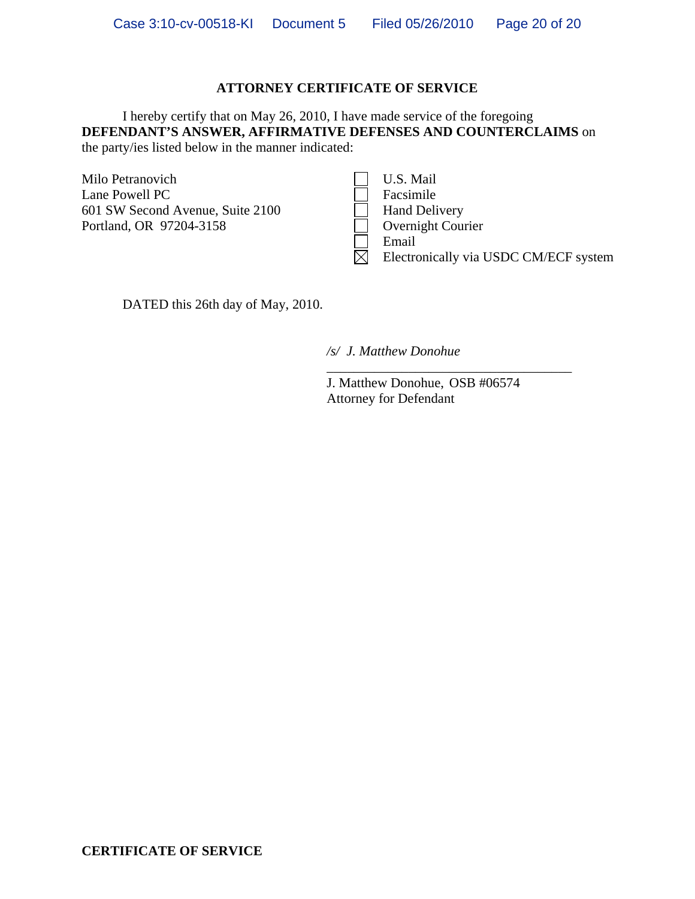## ATTORNEY CERTIFICATE OF SERVICE

I hereby certify that on May 26, 2010, I have made service of the foregoing **DEFENDANT'S ANSWER, AFFIRMATIVE DEFENSES AND COUNTERCLAIMS** on the party/ies listed below in the manner indicated:

| | |
|---|---|
| Milo Petranovich<br>Lane Powell PC<br>601 SW Second Avenue, Suite 2100<br>Portland, OR 97204-3158 | ☐ U.S. Mail<br>☐ Facsimile<br>☐ Hand Delivery<br>☐ Overnight Courier<br>☐ Email<br>☒ Electronically via USDC CM/ECF system |

DATED this 26th day of May, 2010.

*/s/ J. Matthew Donohue*

J. Matthew Donohue, OSB #06574
Attorney for Defendant

**CERTIFICATE OF SERVICE**